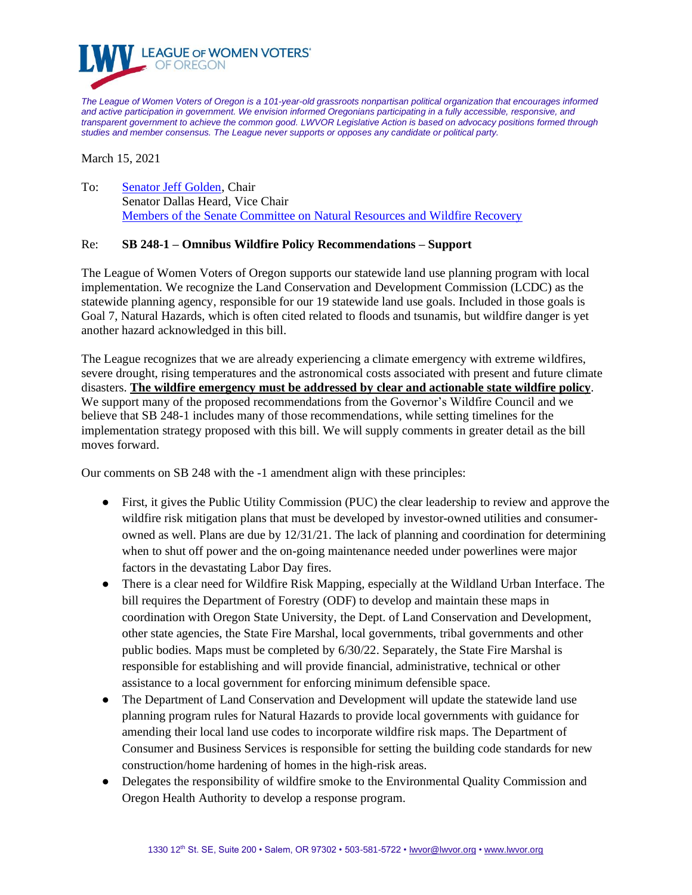LEAGUE OF WOMEN VOTERS® OF OREGON

*The League of Women Voters of Oregon is a 101-year-old grassroots nonpartisan political organization that encourages informed and active participation in government. We envision informed Oregonians participating in a fully accessible, responsive, and transparent government to achieve the common good. LWVOR Legislative Action is based on advocacy positions formed through studies and member consensus. The League never supports or opposes any candidate or political party.*

March 15, 2021

To: Senator Jeff Golden, Chair
Senator Dallas Heard, Vice Chair
Members of the Senate Committee on Natural Resources and Wildfire Recovery

Re: **SB 248-1 – Omnibus Wildfire Policy Recommendations – Support**

The League of Women Voters of Oregon supports our statewide land use planning program with local implementation. We recognize the Land Conservation and Development Commission (LCDC) as the statewide planning agency, responsible for our 19 statewide land use goals. Included in those goals is Goal 7, Natural Hazards, which is often cited related to floods and tsunamis, but wildfire danger is yet another hazard acknowledged in this bill.

The League recognizes that we are already experiencing a climate emergency with extreme wildfires, severe drought, rising temperatures and the astronomical costs associated with present and future climate disasters. **The wildfire emergency must be addressed by clear and actionable state wildfire policy**. We support many of the proposed recommendations from the Governor's Wildfire Council and we believe that SB 248-1 includes many of those recommendations, while setting timelines for the implementation strategy proposed with this bill. We will supply comments in greater detail as the bill moves forward.

Our comments on SB 248 with the -1 amendment align with these principles:

- First, it gives the Public Utility Commission (PUC) the clear leadership to review and approve the wildfire risk mitigation plans that must be developed by investor-owned utilities and consumer-owned as well. Plans are due by 12/31/21. The lack of planning and coordination for determining when to shut off power and the on-going maintenance needed under powerlines were major factors in the devastating Labor Day fires.
- There is a clear need for Wildfire Risk Mapping, especially at the Wildland Urban Interface. The bill requires the Department of Forestry (ODF) to develop and maintain these maps in coordination with Oregon State University, the Dept. of Land Conservation and Development, other state agencies, the State Fire Marshal, local governments, tribal governments and other public bodies. Maps must be completed by 6/30/22. Separately, the State Fire Marshal is responsible for establishing and will provide financial, administrative, technical or other assistance to a local government for enforcing minimum defensible space.
- The Department of Land Conservation and Development will update the statewide land use planning program rules for Natural Hazards to provide local governments with guidance for amending their local land use codes to incorporate wildfire risk maps. The Department of Consumer and Business Services is responsible for setting the building code standards for new construction/home hardening of homes in the high-risk areas.
- Delegates the responsibility of wildfire smoke to the Environmental Quality Commission and Oregon Health Authority to develop a response program.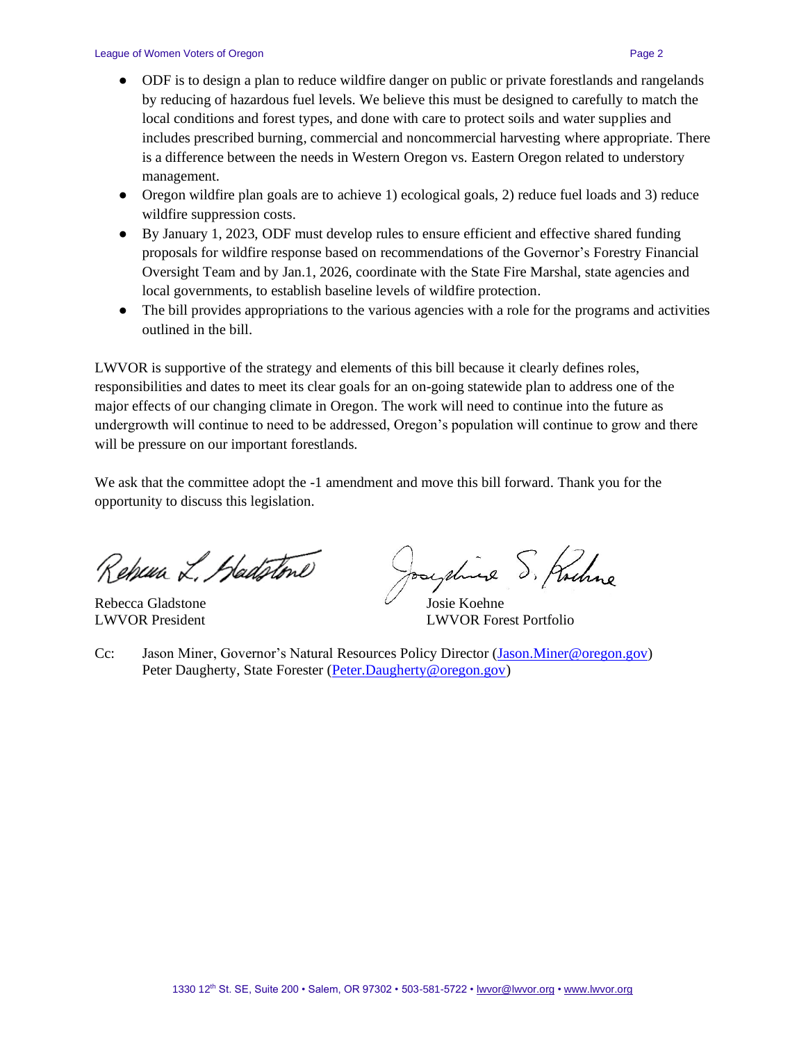- ODF is to design a plan to reduce wildfire danger on public or private forestlands and rangelands by reducing of hazardous fuel levels. We believe this must be designed to carefully to match the local conditions and forest types, and done with care to protect soils and water supplies and includes prescribed burning, commercial and noncommercial harvesting where appropriate. There is a difference between the needs in Western Oregon vs. Eastern Oregon related to understory management.
- Oregon wildfire plan goals are to achieve 1) ecological goals, 2) reduce fuel loads and 3) reduce wildfire suppression costs.
- By January 1, 2023, ODF must develop rules to ensure efficient and effective shared funding proposals for wildfire response based on recommendations of the Governor's Forestry Financial Oversight Team and by Jan.1, 2026, coordinate with the State Fire Marshal, state agencies and local governments, to establish baseline levels of wildfire protection.
- The bill provides appropriations to the various agencies with a role for the programs and activities outlined in the bill.

LWVOR is supportive of the strategy and elements of this bill because it clearly defines roles, responsibilities and dates to meet its clear goals for an on-going statewide plan to address one of the major effects of our changing climate in Oregon. The work will need to continue into the future as undergrowth will continue to need to be addressed, Oregon's population will continue to grow and there will be pressure on our important forestlands.

We ask that the committee adopt the -1 amendment and move this bill forward. Thank you for the opportunity to discuss this legislation.

Rebecca L. Gladstone

Rebecca Gladstone
LWVOR President

Josephine S. Koehne

Josie Koehne
LWVOR Forest Portfolio

Cc: Jason Miner, Governor's Natural Resources Policy Director (Jason.Miner@oregon.gov)
Peter Daugherty, State Forester (Peter.Daugherty@oregon.gov)

1330 12th St. SE, Suite 200 • Salem, OR 97302 • 503-581-5722 • lwvor@lwvor.org • www.lwvor.org